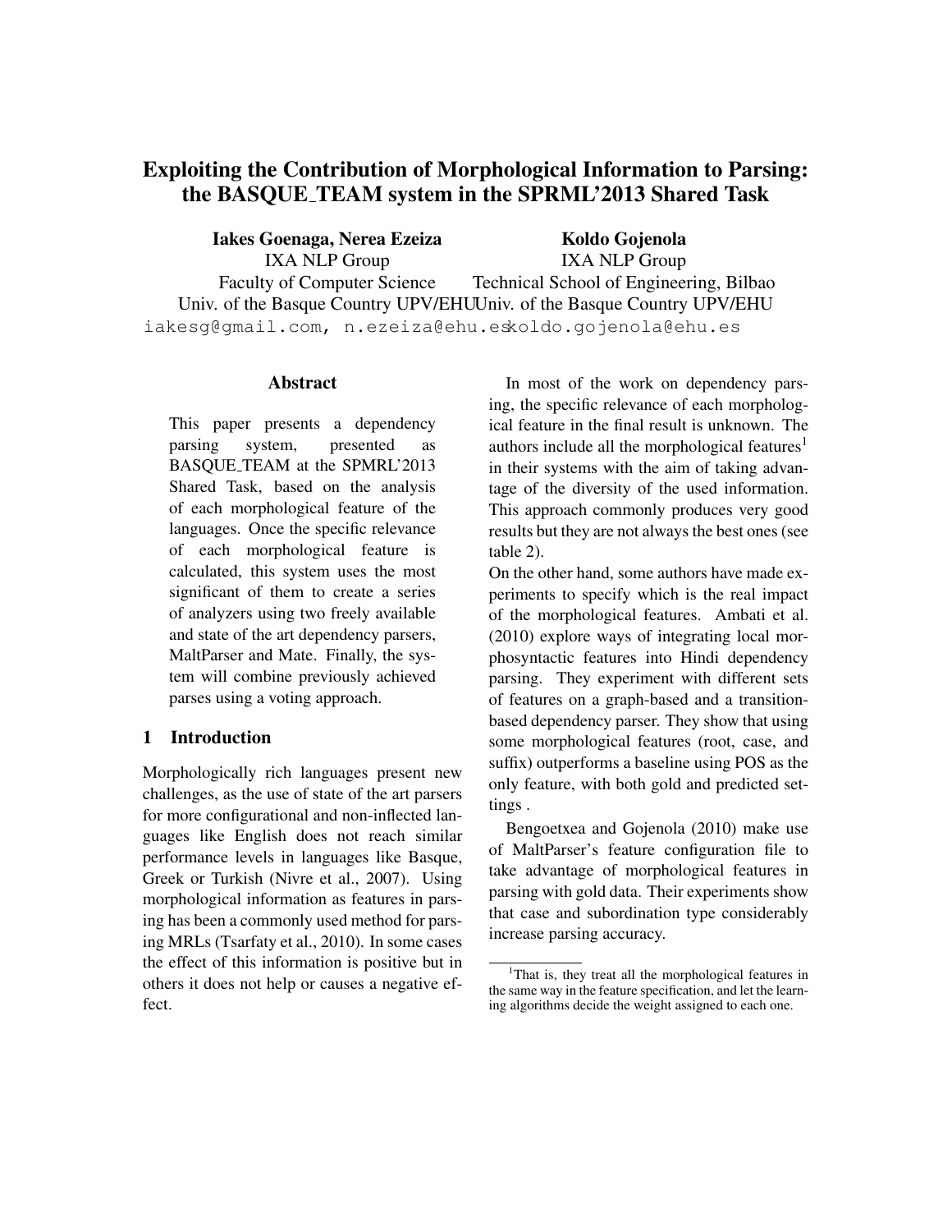# Exploiting the Contribution of Morphological Information to Parsing: the BASQUE_TEAM system in the SPRML'2013 Shared Task

**Iakes Goenaga, Nerea Ezeiza**
IXA NLP Group
Faculty of Computer Science
Univ. of the Basque Country UPV/EHU
iakesg@gmail.com, n.ezeiza@ehu.es

**Koldo Gojenola**
IXA NLP Group
Technical School of Engineering, Bilbao
Univ. of the Basque Country UPV/EHU
koldo.gojenola@ehu.es

## Abstract

This paper presents a dependency parsing system, presented as BASQUE_TEAM at the SPRML'2013 Shared Task, based on the analysis of each morphological feature of the languages. Once the specific relevance of each morphological feature is calculated, this system uses the most significant of them to create a series of analyzers using two freely available and state of the art dependency parsers, MaltParser and Mate. Finally, the system will combine previously achieved parses using a voting approach.

## 1 Introduction

Morphologically rich languages present new challenges, as the use of state of the art parsers for more configurational and non-inflected languages like English does not reach similar performance levels in languages like Basque, Greek or Turkish (Nivre et al., 2007). Using morphological information as features in parsing has been a commonly used method for parsing MRLs (Tsarfaty et al., 2010). In some cases the effect of this information is positive but in others it does not help or causes a negative effect.

In most of the work on dependency parsing, the specific relevance of each morphological feature in the final result is unknown. The authors include all the morphological features[1] in their systems with the aim of taking advantage of the diversity of the used information. This approach commonly produces very good results but they are not always the best ones (see table 2).

On the other hand, some authors have made experiments to specify which is the real impact of the morphological features. Ambati et al. (2010) explore ways of integrating local morphosyntactic features into Hindi dependency parsing. They experiment with different sets of features on a graph-based and a transition-based dependency parser. They show that using some morphological features (root, case, and suffix) outperforms a baseline using POS as the only feature, with both gold and predicted settings .

Bengoetxea and Gojenola (2010) make use of MaltParser's feature configuration file to take advantage of morphological features in parsing with gold data. Their experiments show that case and subordination type considerably increase parsing accuracy.

---

[1] That is, they treat all the morphological features in the same way in the feature specification, and let the learning algorithms decide the weight assigned to each one.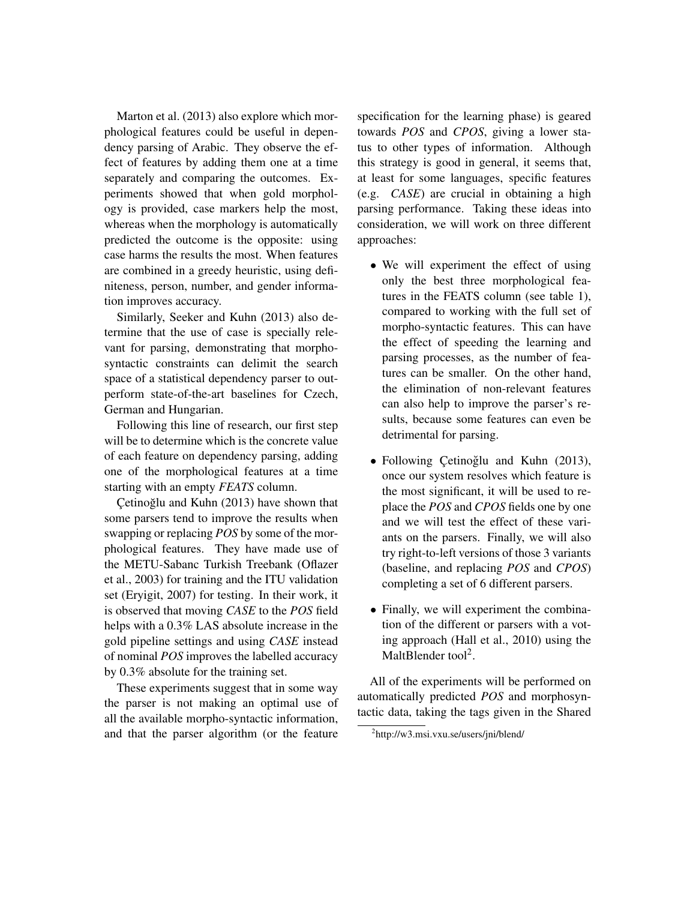Marton et al. (2013) also explore which morphological features could be useful in dependency parsing of Arabic. They observe the effect of features by adding them one at a time separately and comparing the outcomes. Experiments showed that when gold morphology is provided, case markers help the most, whereas when the morphology is automatically predicted the outcome is the opposite: using case harms the results the most. When features are combined in a greedy heuristic, using definiteness, person, number, and gender information improves accuracy.

Similarly, Seeker and Kuhn (2013) also determine that the use of case is specially relevant for parsing, demonstrating that morphosyntactic constraints can delimit the search space of a statistical dependency parser to outperform state-of-the-art baselines for Czech, German and Hungarian.

Following this line of research, our first step will be to determine which is the concrete value of each feature on dependency parsing, adding one of the morphological features at a time starting with an empty *FEATS* column.

Çetinoğlu and Kuhn (2013) have shown that some parsers tend to improve the results when swapping or replacing *POS* by some of the morphological features. They have made use of the METU-Sabanc Turkish Treebank (Oflazer et al., 2003) for training and the ITU validation set (Eryigit, 2007) for testing. In their work, it is observed that moving *CASE* to the *POS* field helps with a 0.3% LAS absolute increase in the gold pipeline settings and using *CASE* instead of nominal *POS* improves the labelled accuracy by 0.3% absolute for the training set.

These experiments suggest that in some way the parser is not making an optimal use of all the available morpho-syntactic information, and that the parser algorithm (or the feature specification for the learning phase) is geared towards *POS* and *CPOS*, giving a lower status to other types of information. Although this strategy is good in general, it seems that, at least for some languages, specific features (e.g. *CASE*) are crucial in obtaining a high parsing performance. Taking these ideas into consideration, we will work on three different approaches:

- We will experiment the effect of using only the best three morphological features in the FEATS column (see table 1), compared to working with the full set of morpho-syntactic features. This can have the effect of speeding the learning and parsing processes, as the number of features can be smaller. On the other hand, the elimination of non-relevant features can also help to improve the parser's results, because some features can even be detrimental for parsing.
- Following Çetinoğlu and Kuhn (2013), once our system resolves which feature is the most significant, it will be used to replace the *POS* and *CPOS* fields one by one and we will test the effect of these variants on the parsers. Finally, we will also try right-to-left versions of those 3 variants (baseline, and replacing *POS* and *CPOS*) completing a set of 6 different parsers.
- Finally, we will experiment the combination of the different or parsers with a voting approach (Hall et al., 2010) using the MaltBlender tool[2].

All of the experiments will be performed on automatically predicted *POS* and morphosyntactic data, taking the tags given in the Shared

[2] http://w3.msi.vxu.se/users/jni/blend/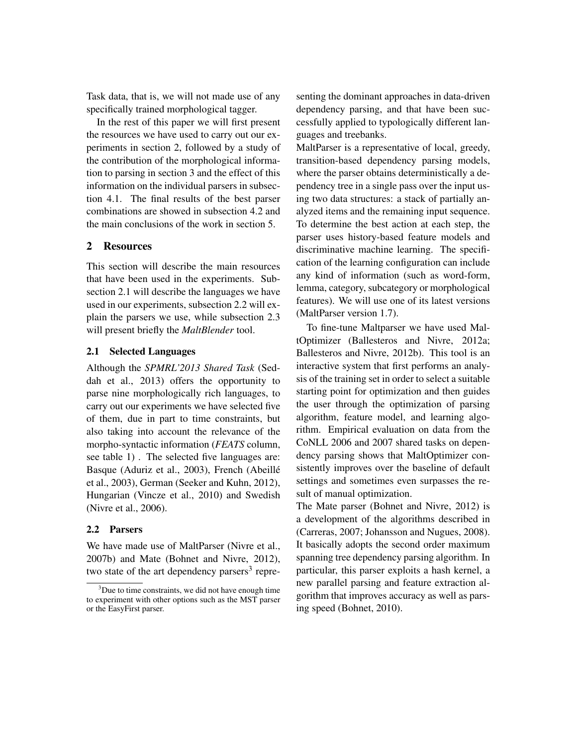Task data, that is, we will not made use of any specifically trained morphological tagger.

In the rest of this paper we will first present the resources we have used to carry out our experiments in section 2, followed by a study of the contribution of the morphological information to parsing in section 3 and the effect of this information on the individual parsers in subsection 4.1. The final results of the best parser combinations are showed in subsection 4.2 and the main conclusions of the work in section 5.

## 2 Resources

This section will describe the main resources that have been used in the experiments. Subsection 2.1 will describe the languages we have used in our experiments, subsection 2.2 will explain the parsers we use, while subsection 2.3 will present briefly the *MaltBlender* tool.

### 2.1 Selected Languages

Although the *SPMRL'2013 Shared Task* (Seddah et al., 2013) offers the opportunity to parse nine morphologically rich languages, to carry out our experiments we have selected five of them, due in part to time constraints, but also taking into account the relevance of the morpho-syntactic information (*FEATS* column, see table 1) . The selected five languages are: Basque (Aduriz et al., 2003), French (Abeillé et al., 2003), German (Seeker and Kuhn, 2012), Hungarian (Vincze et al., 2010) and Swedish (Nivre et al., 2006).

### 2.2 Parsers

We have made use of MaltParser (Nivre et al., 2007b) and Mate (Bohnet and Nivre, 2012), two state of the art dependency parsers[3] representing the dominant approaches in data-driven dependency parsing, and that have been successfully applied to typologically different languages and treebanks.

MaltParser is a representative of local, greedy, transition-based dependency parsing models, where the parser obtains deterministically a dependency tree in a single pass over the input using two data structures: a stack of partially analyzed items and the remaining input sequence. To determine the best action at each step, the parser uses history-based feature models and discriminative machine learning. The specification of the learning configuration can include any kind of information (such as word-form, lemma, category, subcategory or morphological features). We will use one of its latest versions (MaltParser version 1.7).

To fine-tune Maltparser we have used MaltOptimizer (Ballesteros and Nivre, 2012a; Ballesteros and Nivre, 2012b). This tool is an interactive system that first performs an analysis of the training set in order to select a suitable starting point for optimization and then guides the user through the optimization of parsing algorithm, feature model, and learning algorithm. Empirical evaluation on data from the CoNLL 2006 and 2007 shared tasks on dependency parsing shows that MaltOptimizer consistently improves over the baseline of default settings and sometimes even surpasses the result of manual optimization.

The Mate parser (Bohnet and Nivre, 2012) is a development of the algorithms described in (Carreras, 2007; Johansson and Nugues, 2008). It basically adopts the second order maximum spanning tree dependency parsing algorithm. In particular, this parser exploits a hash kernel, a new parallel parsing and feature extraction algorithm that improves accuracy as well as parsing speed (Bohnet, 2010).

[3] Due to time constraints, we did not have enough time to experiment with other options such as the MST parser or the EasyFirst parser.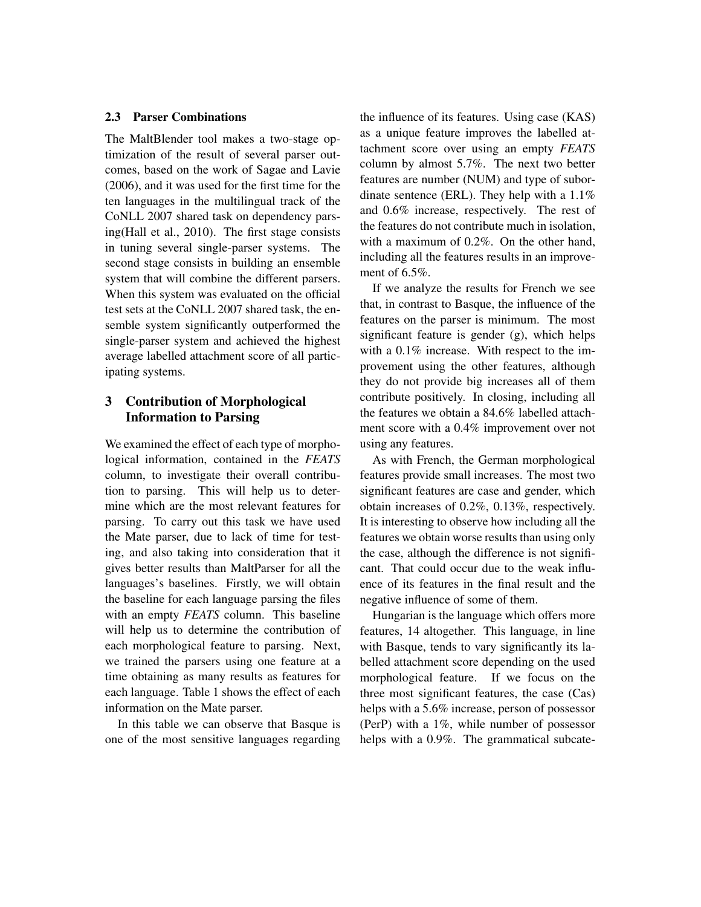### 2.3 Parser Combinations

The MaltBlender tool makes a two-stage optimization of the result of several parser outcomes, based on the work of Sagae and Lavie (2006), and it was used for the first time for the ten languages in the multilingual track of the CoNLL 2007 shared task on dependency parsing(Hall et al., 2010). The first stage consists in tuning several single-parser systems. The second stage consists in building an ensemble system that will combine the different parsers. When this system was evaluated on the official test sets at the CoNLL 2007 shared task, the ensemble system significantly outperformed the single-parser system and achieved the highest average labelled attachment score of all participating systems.

## 3 Contribution of Morphological Information to Parsing

We examined the effect of each type of morphological information, contained in the *FEATS* column, to investigate their overall contribution to parsing. This will help us to determine which are the most relevant features for parsing. To carry out this task we have used the Mate parser, due to lack of time for testing, and also taking into consideration that it gives better results than MaltParser for all the languages's baselines. Firstly, we will obtain the baseline for each language parsing the files with an empty *FEATS* column. This baseline will help us to determine the contribution of each morphological feature to parsing. Next, we trained the parsers using one feature at a time obtaining as many results as features for each language. Table 1 shows the effect of each information on the Mate parser.

In this table we can observe that Basque is one of the most sensitive languages regarding the influence of its features. Using case (KAS) as a unique feature improves the labelled attachment score over using an empty *FEATS* column by almost 5.7%. The next two better features are number (NUM) and type of subordinate sentence (ERL). They help with a 1.1% and 0.6% increase, respectively. The rest of the features do not contribute much in isolation, with a maximum of 0.2%. On the other hand, including all the features results in an improvement of 6.5%.

If we analyze the results for French we see that, in contrast to Basque, the influence of the features on the parser is minimum. The most significant feature is gender (g), which helps with a 0.1% increase. With respect to the improvement using the other features, although they do not provide big increases all of them contribute positively. In closing, including all the features we obtain a 84.6% labelled attachment score with a 0.4% improvement over not using any features.

As with French, the German morphological features provide small increases. The most two significant features are case and gender, which obtain increases of 0.2%, 0.13%, respectively. It is interesting to observe how including all the features we obtain worse results than using only the case, although the difference is not significant. That could occur due to the weak influence of its features in the final result and the negative influence of some of them.

Hungarian is the language which offers more features, 14 altogether. This language, in line with Basque, tends to vary significantly its labelled attachment score depending on the used morphological feature. If we focus on the three most significant features, the case (Cas) helps with a 5.6% increase, person of possessor (PerP) with a 1%, while number of possessor helps with a 0.9%. The grammatical subcate-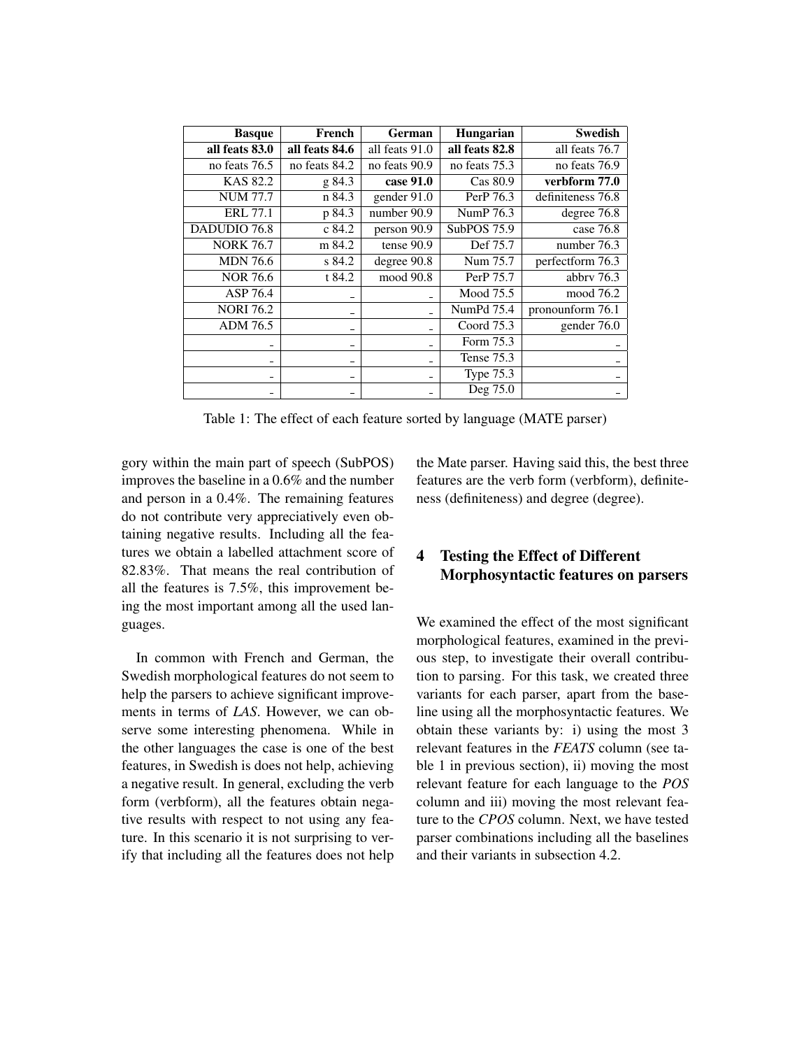| Basque | French | German | Hungarian | Swedish |
|---|---|---|---|---|
| **all feats 83.0** | **all feats 84.6** | all feats 91.0 | **all feats 82.8** | all feats 76.7 |
| no feats 76.5 | no feats 84.2 | no feats 90.9 | no feats 75.3 | no feats 76.9 |
| KAS 82.2 | g 84.3 | **case 91.0** | Cas 80.9 | **verbform 77.0** |
| NUM 77.7 | n 84.3 | gender 91.0 | PerP 76.3 | definiteness 76.8 |
| ERL 77.1 | p 84.3 | number 90.9 | NumP 76.3 | degree 76.8 |
| DADUDIO 76.8 | c 84.2 | person 90.9 | SubPOS 75.9 | case 76.8 |
| NORK 76.7 | m 84.2 | tense 90.9 | Def 75.7 | number 76.3 |
| MDN 76.6 | s 84.2 | degree 90.8 | Num 75.7 | perfectform 76.3 |
| NOR 76.6 | t 84.2 | mood 90.8 | PerP 75.7 | abbrv 76.3 |
| ASP 76.4 | _ | _ | Mood 75.5 | mood 76.2 |
| NORI 76.2 | _ | _ | NumPd 75.4 | pronounform 76.1 |
| ADM 76.5 | _ | _ | Coord 75.3 | gender 76.0 |
| _ | _ | _ | Form 75.3 | _ |
| _ | _ | _ | Tense 75.3 | _ |
| _ | _ | _ | Type 75.3 | _ |
| _ | _ | _ | Deg 75.0 | _ |

Table 1: The effect of each feature sorted by language (MATE parser)

gory within the main part of speech (SubPOS) improves the baseline in a 0.6% and the number and person in a 0.4%. The remaining features do not contribute very appreciatively even obtaining negative results. Including all the features we obtain a labelled attachment score of 82.83%. That means the real contribution of all the features is 7.5%, this improvement being the most important among all the used languages.

In common with French and German, the Swedish morphological features do not seem to help the parsers to achieve significant improvements in terms of *LAS*. However, we can observe some interesting phenomena. While in the other languages the case is one of the best features, in Swedish is does not help, achieving a negative result. In general, excluding the verb form (verbform), all the features obtain negative results with respect to not using any feature. In this scenario it is not surprising to verify that including all the features does not help the Mate parser. Having said this, the best three features are the verb form (verbform), definiteness (definiteness) and degree (degree).

## 4 Testing the Effect of Different Morphosyntactic features on parsers

We examined the effect of the most significant morphological features, examined in the previous step, to investigate their overall contribution to parsing. For this task, we created three variants for each parser, apart from the baseline using all the morphosyntactic features. We obtain these variants by: i) using the most 3 relevant features in the *FEATS* column (see table 1 in previous section), ii) moving the most relevant feature for each language to the *POS* column and iii) moving the most relevant feature to the *CPOS* column. Next, we have tested parser combinations including all the baselines and their variants in subsection 4.2.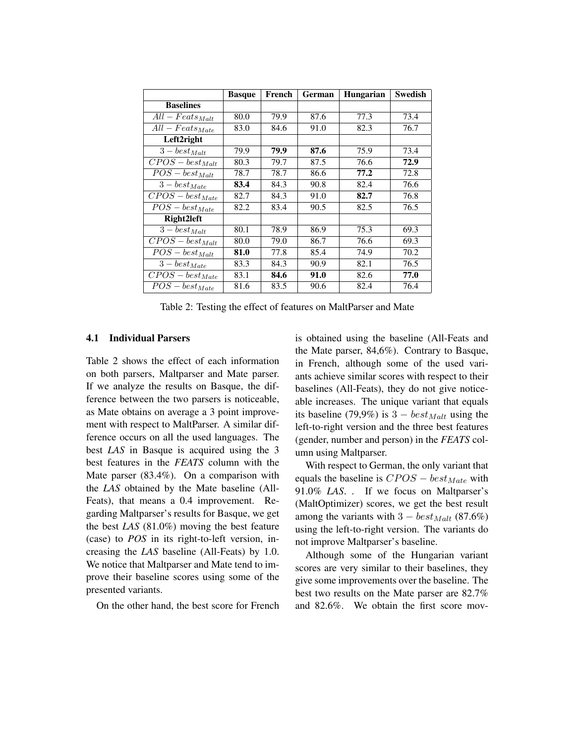| | **Basque** | **French** | **German** | **Hungarian** | **Swedish** |
|---|---|---|---|---|---|
| **Baselines** | | | | | |
| $All - Feats_{Malt}$ | 80.0 | 79.9 | 87.6 | 77.3 | 73.4 |
| $All - Feats_{Mate}$ | 83.0 | 84.6 | 91.0 | 82.3 | 76.7 |
| **Left2right** | | | | | |
| $3 - best_{Malt}$ | 79.9 | **79.9** | **87.6** | 75.9 | 73.4 |
| $CPOS - best_{Malt}$ | 80.3 | 79.7 | 87.5 | 76.6 | **72.9** |
| $POS - best_{Malt}$ | 78.7 | 78.7 | 86.6 | **77.2** | 72.8 |
| $3 - best_{Mate}$ | **83.4** | 84.3 | 90.8 | 82.4 | 76.6 |
| $CPOS - best_{Mate}$ | 82.7 | 84.3 | 91.0 | **82.7** | 76.8 |
| $POS - best_{Mate}$ | 82.2 | 83.4 | 90.5 | 82.5 | 76.5 |
| **Right2left** | | | | | |
| $3 - best_{Malt}$ | 80.1 | 78.9 | 86.9 | 75.3 | 69.3 |
| $CPOS - best_{Malt}$ | 80.0 | 79.0 | 86.7 | 76.6 | 69.3 |
| $POS - best_{Malt}$ | **81.0** | 77.8 | 85.4 | 74.9 | 70.2 |
| $3 - best_{Mate}$ | 83.3 | 84.3 | 90.9 | 82.1 | 76.5 |
| $CPOS - best_{Mate}$ | 83.1 | **84.6** | **91.0** | 82.6 | **77.0** |
| $POS - best_{Mate}$ | 81.6 | 83.5 | 90.6 | 82.4 | 76.4 |

Table 2: Testing the effect of features on MaltParser and Mate

### 4.1 Individual Parsers

Table 2 shows the effect of each information on both parsers, Maltparser and Mate parser. If we analyze the results on Basque, the difference between the two parsers is noticeable, as Mate obtains on average a 3 point improvement with respect to MaltParser. A similar difference occurs on all the used languages. The best *LAS* in Basque is acquired using the 3 best features in the *FEATS* column with the Mate parser (83.4%). On a comparison with the *LAS* obtained by the Mate baseline (All-Feats), that means a 0.4 improvement. Regarding Maltparser's results for Basque, we get the best *LAS* (81.0%) moving the best feature (case) to *POS* in its right-to-left version, increasing the *LAS* baseline (All-Feats) by 1.0. We notice that Maltparser and Mate tend to improve their baseline scores using some of the presented variants.

On the other hand, the best score for French is obtained using the baseline (All-Feats and the Mate parser, 84,6%). Contrary to Basque, in French, although some of the used variants achieve similar scores with respect to their baselines (All-Feats), they do not give noticeable increases. The unique variant that equals its baseline (79,9%) is $3 - best_{Malt}$ using the left-to-right version and the three best features (gender, number and person) in the *FEATS* column using Maltparser.

With respect to German, the only variant that equals the baseline is $CPOS - best_{Mate}$ with 91.0% *LAS*. . If we focus on Maltparser's (MaltOptimizer) scores, we get the best result among the variants with $3 - best_{Malt}$ (87.6%) using the left-to-right version. The variants do not improve Maltparser's baseline.

Although some of the Hungarian variant scores are very similar to their baselines, they give some improvements over the baseline. The best two results on the Mate parser are 82.7% and 82.6%. We obtain the first score mov-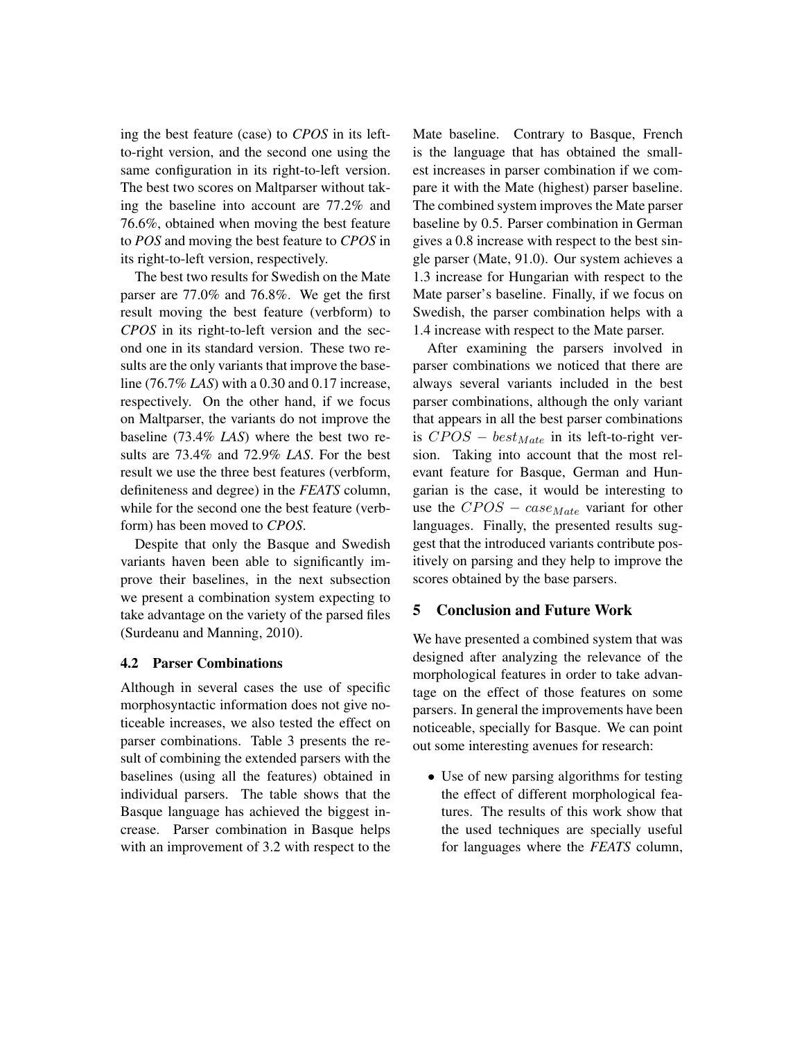ing the best feature (case) to *CPOS* in its left-to-right version, and the second one using the same configuration in its right-to-left version. The best two scores on Maltparser without taking the baseline into account are 77.2% and 76.6%, obtained when moving the best feature to *POS* and moving the best feature to *CPOS* in its right-to-left version, respectively.

The best two results for Swedish on the Mate parser are 77.0% and 76.8%. We get the first result moving the best feature (verbform) to *CPOS* in its right-to-left version and the second one in its standard version. These two results are the only variants that improve the baseline (76.7% *LAS*) with a 0.30 and 0.17 increase, respectively. On the other hand, if we focus on Maltparser, the variants do not improve the baseline (73.4% *LAS*) where the best two results are 73.4% and 72.9% *LAS*. For the best result we use the three best features (verbform, definiteness and degree) in the *FEATS* column, while for the second one the best feature (verbform) has been moved to *CPOS*.

Despite that only the Basque and Swedish variants haven been able to significantly improve their baselines, in the next subsection we present a combination system expecting to take advantage on the variety of the parsed files (Surdeanu and Manning, 2010).

### 4.2 Parser Combinations

Although in several cases the use of specific morphosyntactic information does not give noticeable increases, we also tested the effect on parser combinations. Table 3 presents the result of combining the extended parsers with the baselines (using all the features) obtained in individual parsers. The table shows that the Basque language has achieved the biggest increase. Parser combination in Basque helps with an improvement of 3.2 with respect to the Mate baseline. Contrary to Basque, French is the language that has obtained the smallest increases in parser combination if we compare it with the Mate (highest) parser baseline. The combined system improves the Mate parser baseline by 0.5. Parser combination in German gives a 0.8 increase with respect to the best single parser (Mate, 91.0). Our system achieves a 1.3 increase for Hungarian with respect to the Mate parser's baseline. Finally, if we focus on Swedish, the parser combination helps with a 1.4 increase with respect to the Mate parser.

After examining the parsers involved in parser combinations we noticed that there are always several variants included in the best parser combinations, although the only variant that appears in all the best parser combinations is $CPOS - best_{Mate}$ in its left-to-right version. Taking into account that the most relevant feature for Basque, German and Hungarian is the case, it would be interesting to use the $CPOS - case_{Mate}$ variant for other languages. Finally, the presented results suggest that the introduced variants contribute positively on parsing and they help to improve the scores obtained by the base parsers.

## 5 Conclusion and Future Work

We have presented a combined system that was designed after analyzing the relevance of the morphological features in order to take advantage on the effect of those features on some parsers. In general the improvements have been noticeable, specially for Basque. We can point out some interesting avenues for research:

- Use of new parsing algorithms for testing the effect of different morphological features. The results of this work show that the used techniques are specially useful for languages where the *FEATS* column,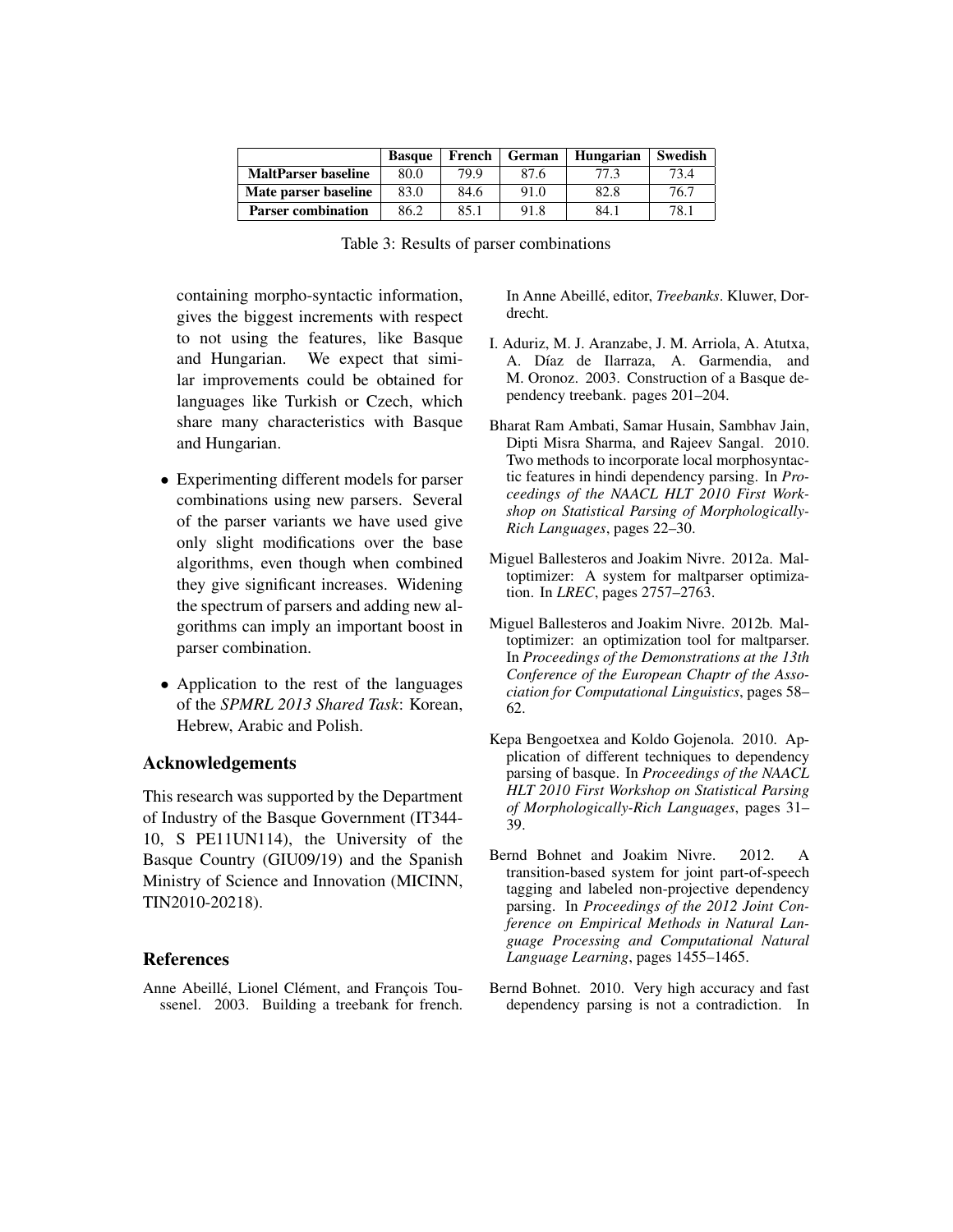|  | Basque | French | German | Hungarian | Swedish |
|---|---|---|---|---|---|
| **MaltParser baseline** | 80.0 | 79.9 | 87.6 | 77.3 | 73.4 |
| **Mate parser baseline** | 83.0 | 84.6 | 91.0 | 82.8 | 76.7 |
| **Parser combination** | 86.2 | 85.1 | 91.8 | 84.1 | 78.1 |

Table 3: Results of parser combinations

containing morpho-syntactic information, gives the biggest increments with respect to not using the features, like Basque and Hungarian. We expect that similar improvements could be obtained for languages like Turkish or Czech, which share many characteristics with Basque and Hungarian.

- Experimenting different models for parser combinations using new parsers. Several of the parser variants we have used give only slight modifications over the base algorithms, even though when combined they give significant increases. Widening the spectrum of parsers and adding new algorithms can imply an important boost in parser combination.

- Application to the rest of the languages of the *SPMRL 2013 Shared Task*: Korean, Hebrew, Arabic and Polish.

## Acknowledgements

This research was supported by the Department of Industry of the Basque Government (IT344-10, S PE11UN114), the University of the Basque Country (GIU09/19) and the Spanish Ministry of Science and Innovation (MICINN, TIN2010-20218).

## References

Anne Abeillé, Lionel Clément, and François Toussenel. 2003. Building a treebank for french. In Anne Abeillé, editor, *Treebanks*. Kluwer, Dordrecht.

I. Aduriz, M. J. Aranzabe, J. M. Arriola, A. Atutxa, A. Díaz de Ilarraza, A. Garmendia, and M. Oronoz. 2003. Construction of a Basque dependency treebank. pages 201–204.

Bharat Ram Ambati, Samar Husain, Sambhav Jain, Dipti Misra Sharma, and Rajeev Sangal. 2010. Two methods to incorporate local morphosyntactic features in hindi dependency parsing. In *Proceedings of the NAACL HLT 2010 First Workshop on Statistical Parsing of Morphologically-Rich Languages*, pages 22–30.

Miguel Ballesteros and Joakim Nivre. 2012a. Maltoptimizer: A system for maltparser optimization. In *LREC*, pages 2757–2763.

Miguel Ballesteros and Joakim Nivre. 2012b. Maltoptimizer: an optimization tool for maltparser. In *Proceedings of the Demonstrations at the 13th Conference of the European Chaptr of the Association for Computational Linguistics*, pages 58–62.

Kepa Bengoetxea and Koldo Gojenola. 2010. Application of different techniques to dependency parsing of basque. In *Proceedings of the NAACL HLT 2010 First Workshop on Statistical Parsing of Morphologically-Rich Languages*, pages 31–39.

Bernd Bohnet and Joakim Nivre. 2012. A transition-based system for joint part-of-speech tagging and labeled non-projective dependency parsing. In *Proceedings of the 2012 Joint Conference on Empirical Methods in Natural Language Processing and Computational Natural Language Learning*, pages 1455–1465.

Bernd Bohnet. 2010. Very high accuracy and fast dependency parsing is not a contradiction. In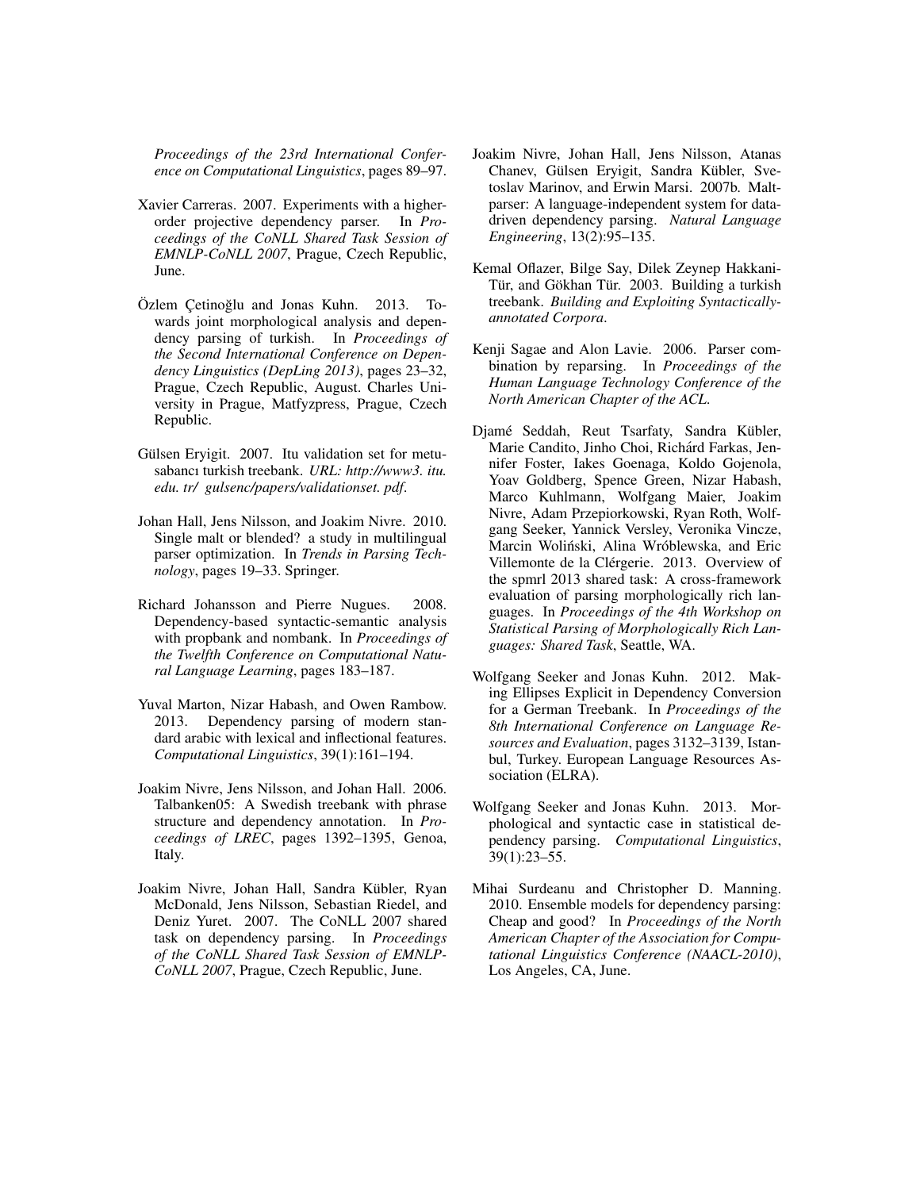*Proceedings of the 23rd International Conference on Computational Linguistics*, pages 89–97.

Xavier Carreras. 2007. Experiments with a higher-order projective dependency parser. In *Proceedings of the CoNLL Shared Task Session of EMNLP-CoNLL 2007*, Prague, Czech Republic, June.

Özlem Çetinoğlu and Jonas Kuhn. 2013. Towards joint morphological analysis and dependency parsing of turkish. In *Proceedings of the Second International Conference on Dependency Linguistics (DepLing 2013)*, pages 23–32, Prague, Czech Republic, August. Charles University in Prague, Matfyzpress, Prague, Czech Republic.

Gülsen Eryigit. 2007. Itu validation set for metu-sabancı turkish treebank. *URL: http://www3. itu. edu. tr/ gulsenc/papers/validationset. pdf*.

Johan Hall, Jens Nilsson, and Joakim Nivre. 2010. Single malt or blended? a study in multilingual parser optimization. In *Trends in Parsing Technology*, pages 19–33. Springer.

Richard Johansson and Pierre Nugues. 2008. Dependency-based syntactic-semantic analysis with propbank and nombank. In *Proceedings of the Twelfth Conference on Computational Natural Language Learning*, pages 183–187.

Yuval Marton, Nizar Habash, and Owen Rambow. 2013. Dependency parsing of modern standard arabic with lexical and inflectional features. *Computational Linguistics*, 39(1):161–194.

Joakim Nivre, Jens Nilsson, and Johan Hall. 2006. Talbanken05: A Swedish treebank with phrase structure and dependency annotation. In *Proceedings of LREC*, pages 1392–1395, Genoa, Italy.

Joakim Nivre, Johan Hall, Sandra Kübler, Ryan McDonald, Jens Nilsson, Sebastian Riedel, and Deniz Yuret. 2007. The CoNLL 2007 shared task on dependency parsing. In *Proceedings of the CoNLL Shared Task Session of EMNLP-CoNLL 2007*, Prague, Czech Republic, June.

Joakim Nivre, Johan Hall, Jens Nilsson, Atanas Chanev, Gülsen Eryigit, Sandra Kübler, Svetoslav Marinov, and Erwin Marsi. 2007b. Maltparser: A language-independent system for data-driven dependency parsing. *Natural Language Engineering*, 13(2):95–135.

Kemal Oflazer, Bilge Say, Dilek Zeynep Hakkani-Tür, and Gökhan Tür. 2003. Building a turkish treebank. *Building and Exploiting Syntactically-annotated Corpora*.

Kenji Sagae and Alon Lavie. 2006. Parser combination by reparsing. In *Proceedings of the Human Language Technology Conference of the North American Chapter of the ACL*.

Djamé Seddah, Reut Tsarfaty, Sandra Kübler, Marie Candito, Jinho Choi, Richárd Farkas, Jennifer Foster, Iakes Goenaga, Koldo Gojenola, Yoav Goldberg, Spence Green, Nizar Habash, Marco Kuhlmann, Wolfgang Maier, Joakim Nivre, Adam Przepiorkowski, Ryan Roth, Wolfgang Seeker, Yannick Versley, Veronika Vincze, Marcin Woliński, Alina Wróblewska, and Eric Villemonte de la Clérgerie. 2013. Overview of the spmrl 2013 shared task: A cross-framework evaluation of parsing morphologically rich languages. In *Proceedings of the 4th Workshop on Statistical Parsing of Morphologically Rich Languages: Shared Task*, Seattle, WA.

Wolfgang Seeker and Jonas Kuhn. 2012. Making Ellipses Explicit in Dependency Conversion for a German Treebank. In *Proceedings of the 8th International Conference on Language Resources and Evaluation*, pages 3132–3139, Istanbul, Turkey. European Language Resources Association (ELRA).

Wolfgang Seeker and Jonas Kuhn. 2013. Morphological and syntactic case in statistical dependency parsing. *Computational Linguistics*, 39(1):23–55.

Mihai Surdeanu and Christopher D. Manning. 2010. Ensemble models for dependency parsing: Cheap and good? In *Proceedings of the North American Chapter of the Association for Computational Linguistics Conference (NAACL-2010)*, Los Angeles, CA, June.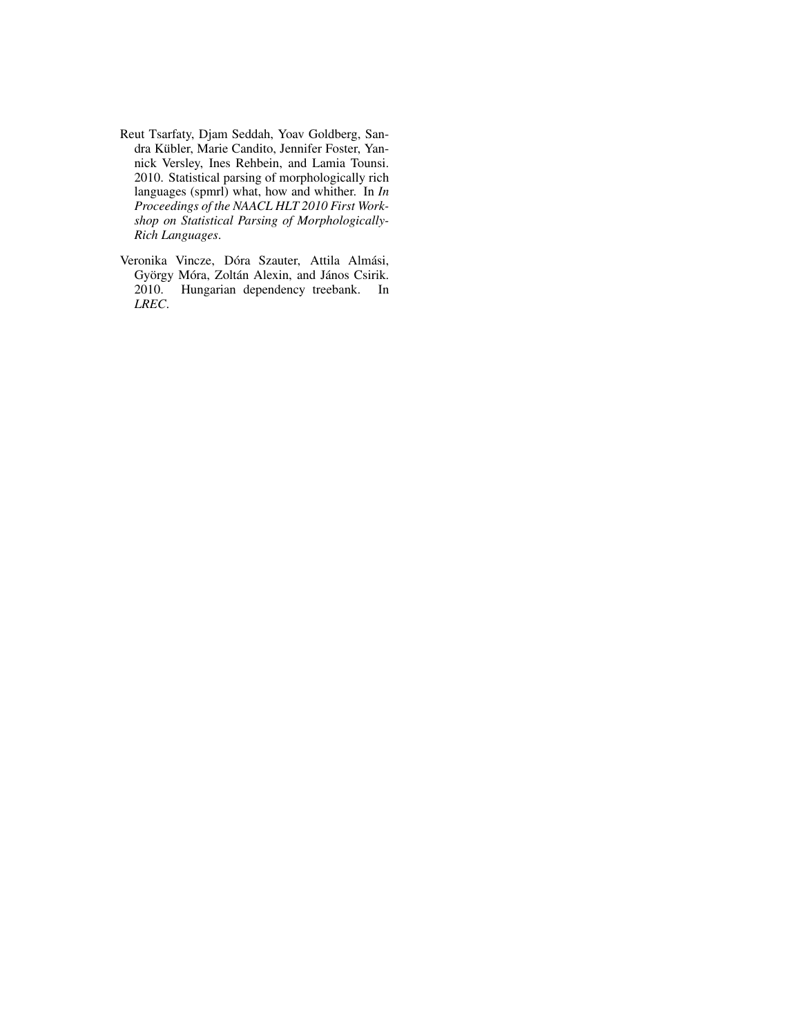Reut Tsarfaty, Djam Seddah, Yoav Goldberg, Sandra Kübler, Marie Candito, Jennifer Foster, Yannick Versley, Ines Rehbein, and Lamia Tounsi. 2010. Statistical parsing of morphologically rich languages (spmrl) what, how and whither. In *In Proceedings of the NAACL HLT 2010 First Workshop on Statistical Parsing of Morphologically-Rich Languages*.

Veronika Vincze, Dóra Szauter, Attila Almási, György Móra, Zoltán Alexin, and János Csirik. 2010. Hungarian dependency treebank. In *LREC*.